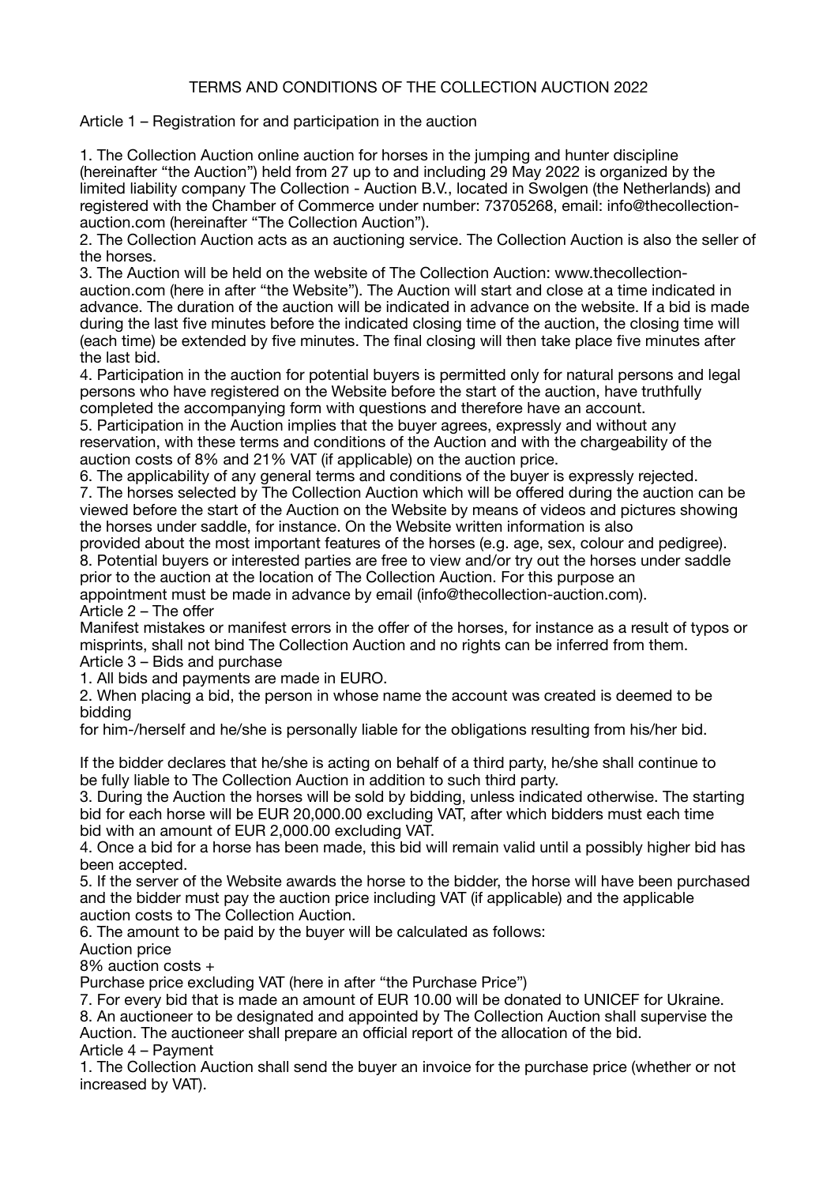# TERMS AND CONDITIONS OF THE COLLECTION AUCTION 2022

## Article 1 – Registration for and participation in the auction

1. The Collection Auction online auction for horses in the jumping and hunter discipline (hereinafter "the Auction") held from 27 up to and including 29 May 2022 is organized by the limited liability company The Collection - Auction B.V., located in Swolgen (the Netherlands) and registered with the Chamber of Commerce under number: 73705268, email: info@thecollection-auction.com (hereinafter "The Collection Auction").
2. The Collection Auction acts as an auctioning service. The Collection Auction is also the seller of the horses.
3. The Auction will be held on the website of The Collection Auction: www.thecollection-auction.com (here in after "the Website"). The Auction will start and close at a time indicated in advance. The duration of the auction will be indicated in advance on the website. If a bid is made during the last five minutes before the indicated closing time of the auction, the closing time will (each time) be extended by five minutes. The final closing will then take place five minutes after the last bid.
4. Participation in the auction for potential buyers is permitted only for natural persons and legal persons who have registered on the Website before the start of the auction, have truthfully completed the accompanying form with questions and therefore have an account.
5. Participation in the Auction implies that the buyer agrees, expressly and without any reservation, with these terms and conditions of the Auction and with the chargeability of the auction costs of 8% and 21% VAT (if applicable) on the auction price.
6. The applicability of any general terms and conditions of the buyer is expressly rejected.
7. The horses selected by The Collection Auction which will be offered during the auction can be viewed before the start of the Auction on the Website by means of videos and pictures showing the horses under saddle, for instance. On the Website written information is also provided about the most important features of the horses (e.g. age, sex, colour and pedigree).
8. Potential buyers or interested parties are free to view and/or try out the horses under saddle prior to the auction at the location of The Collection Auction. For this purpose an appointment must be made in advance by email (info@thecollection-auction.com).

## Article 2 – The offer

Manifest mistakes or manifest errors in the offer of the horses, for instance as a result of typos or misprints, shall not bind The Collection Auction and no rights can be inferred from them.

## Article 3 – Bids and purchase

1. All bids and payments are made in EURO.
2. When placing a bid, the person in whose name the account was created is deemed to be bidding for him-/herself and he/she is personally liable for the obligations resulting from his/her bid.

   If the bidder declares that he/she is acting on behalf of a third party, he/she shall continue to be fully liable to The Collection Auction in addition to such third party.
3. During the Auction the horses will be sold by bidding, unless indicated otherwise. The starting bid for each horse will be EUR 20,000.00 excluding VAT, after which bidders must each time bid with an amount of EUR 2,000.00 excluding VAT.
4. Once a bid for a horse has been made, this bid will remain valid until a possibly higher bid has been accepted.
5. If the server of the Website awards the horse to the bidder, the horse will have been purchased and the bidder must pay the auction price including VAT (if applicable) and the applicable auction costs to The Collection Auction.
6. The amount to be paid by the buyer will be calculated as follows:

   Auction price
   8% auction costs +
   Purchase price excluding VAT (here in after "the Purchase Price")
7. For every bid that is made an amount of EUR 10.00 will be donated to UNICEF for Ukraine.
8. An auctioneer to be designated and appointed by The Collection Auction shall supervise the Auction. The auctioneer shall prepare an official report of the allocation of the bid.

## Article 4 – Payment

1. The Collection Auction shall send the buyer an invoice for the purchase price (whether or not increased by VAT).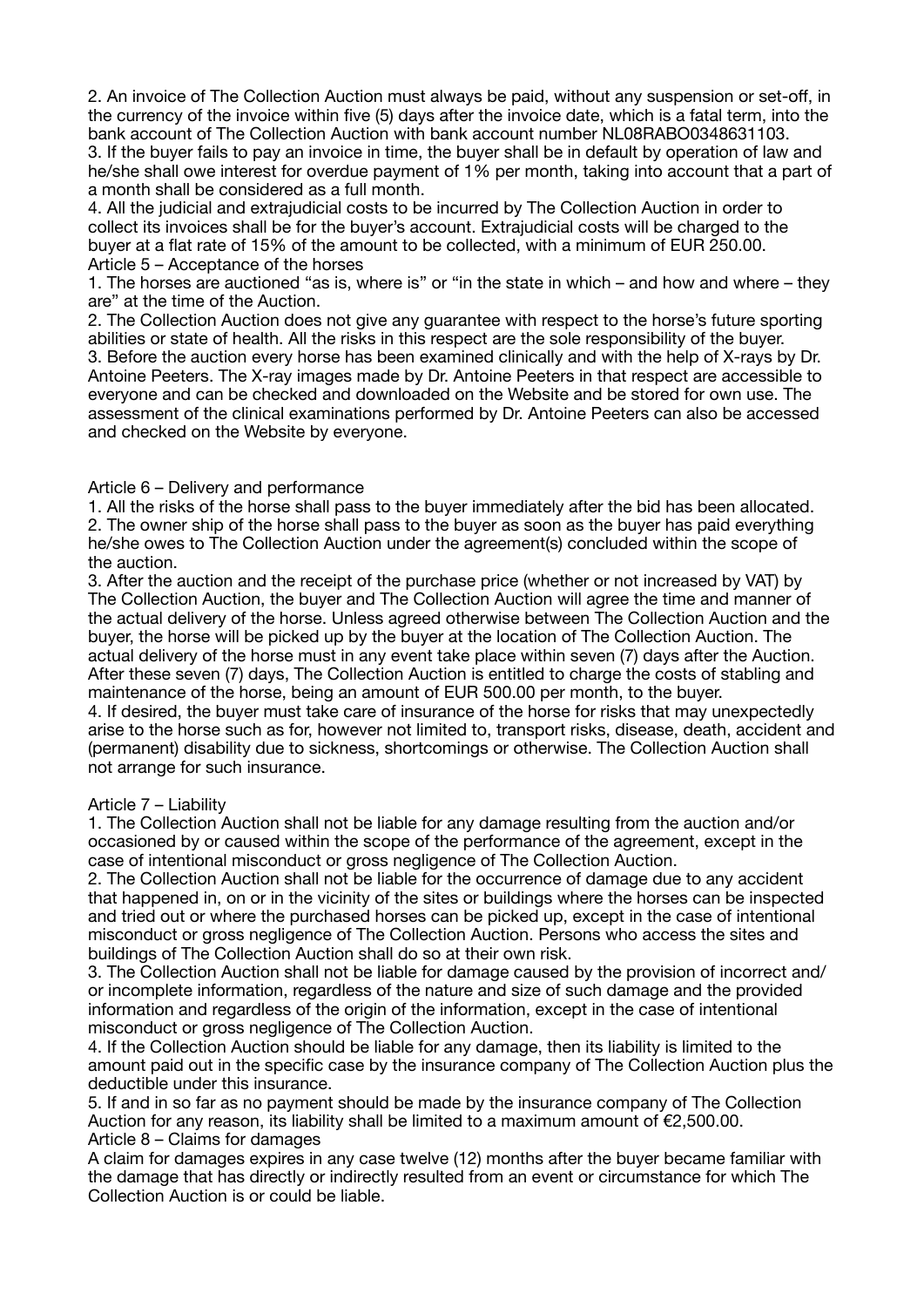2. An invoice of The Collection Auction must always be paid, without any suspension or set-off, in the currency of the invoice within five (5) days after the invoice date, which is a fatal term, into the bank account of The Collection Auction with bank account number NL08RABO0348631103.
3. If the buyer fails to pay an invoice in time, the buyer shall be in default by operation of law and he/she shall owe interest for overdue payment of 1% per month, taking into account that a part of a month shall be considered as a full month.
4. All the judicial and extrajudicial costs to be incurred by The Collection Auction in order to collect its invoices shall be for the buyer's account. Extrajudicial costs will be charged to the buyer at a flat rate of 15% of the amount to be collected, with a minimum of EUR 250.00.

Article 5 – Acceptance of the horses

1. The horses are auctioned "as is, where is" or "in the state in which – and how and where – they are" at the time of the Auction.
2. The Collection Auction does not give any guarantee with respect to the horse's future sporting abilities or state of health. All the risks in this respect are the sole responsibility of the buyer.
3. Before the auction every horse has been examined clinically and with the help of X-rays by Dr. Antoine Peeters. The X-ray images made by Dr. Antoine Peeters in that respect are accessible to everyone and can be checked and downloaded on the Website and be stored for own use. The assessment of the clinical examinations performed by Dr. Antoine Peeters can also be accessed and checked on the Website by everyone.

Article 6 – Delivery and performance

1. All the risks of the horse shall pass to the buyer immediately after the bid has been allocated.
2. The owner ship of the horse shall pass to the buyer as soon as the buyer has paid everything he/she owes to The Collection Auction under the agreement(s) concluded within the scope of the auction.
3. After the auction and the receipt of the purchase price (whether or not increased by VAT) by The Collection Auction, the buyer and The Collection Auction will agree the time and manner of the actual delivery of the horse. Unless agreed otherwise between The Collection Auction and the buyer, the horse will be picked up by the buyer at the location of The Collection Auction. The actual delivery of the horse must in any event take place within seven (7) days after the Auction. After these seven (7) days, The Collection Auction is entitled to charge the costs of stabling and maintenance of the horse, being an amount of EUR 500.00 per month, to the buyer.
4. If desired, the buyer must take care of insurance of the horse for risks that may unexpectedly arise to the horse such as for, however not limited to, transport risks, disease, death, accident and (permanent) disability due to sickness, shortcomings or otherwise. The Collection Auction shall not arrange for such insurance.

Article 7 – Liability

1. The Collection Auction shall not be liable for any damage resulting from the auction and/or occasioned by or caused within the scope of the performance of the agreement, except in the case of intentional misconduct or gross negligence of The Collection Auction.
2. The Collection Auction shall not be liable for the occurrence of damage due to any accident that happened in, on or in the vicinity of the sites or buildings where the horses can be inspected and tried out or where the purchased horses can be picked up, except in the case of intentional misconduct or gross negligence of The Collection Auction. Persons who access the sites and buildings of The Collection Auction shall do so at their own risk.
3. The Collection Auction shall not be liable for damage caused by the provision of incorrect and/or incomplete information, regardless of the nature and size of such damage and the provided information and regardless of the origin of the information, except in the case of intentional misconduct or gross negligence of The Collection Auction.
4. If the Collection Auction should be liable for any damage, then its liability is limited to the amount paid out in the specific case by the insurance company of The Collection Auction plus the deductible under this insurance.
5. If and in so far as no payment should be made by the insurance company of The Collection Auction for any reason, its liability shall be limited to a maximum amount of €2,500.00.

Article 8 – Claims for damages

A claim for damages expires in any case twelve (12) months after the buyer became familiar with the damage that has directly or indirectly resulted from an event or circumstance for which The Collection Auction is or could be liable.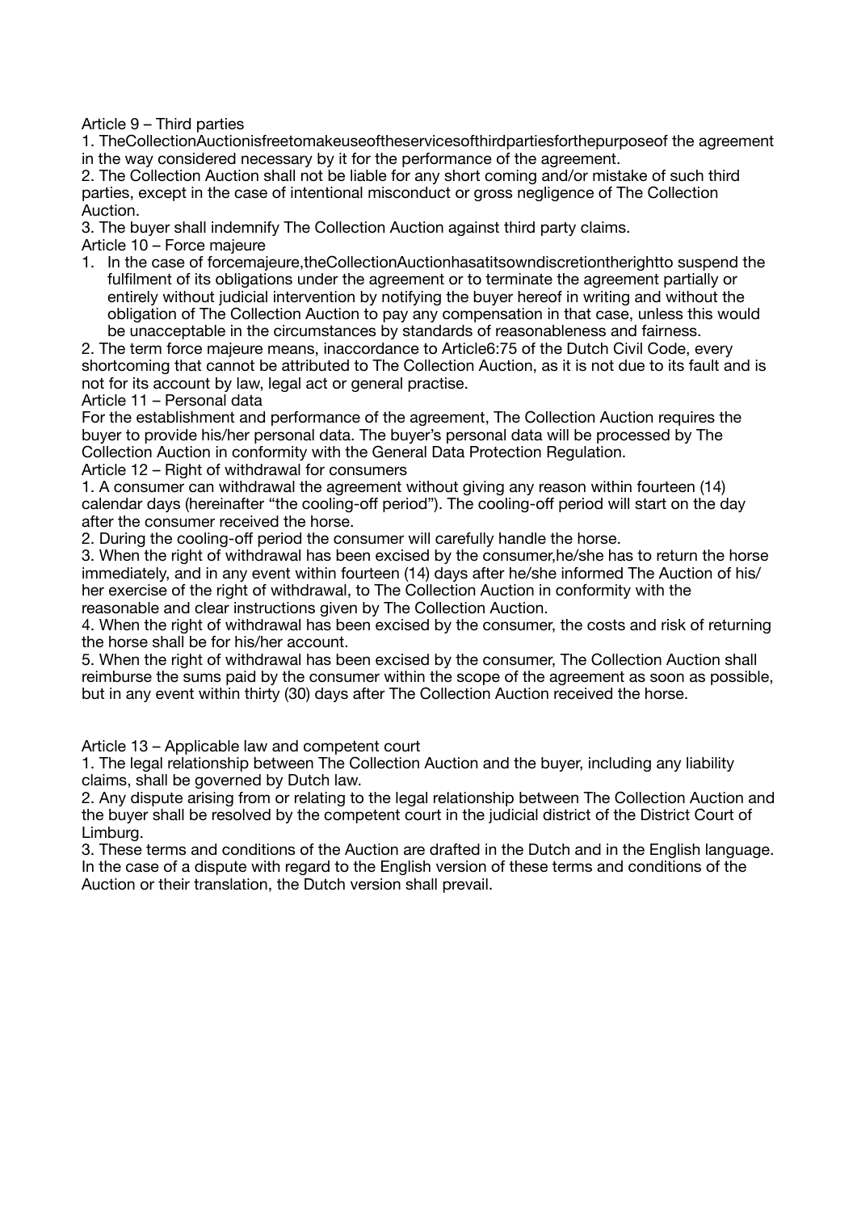Article 9 – Third parties

1. TheCollectionAuctionisfreetomakeuseoftheservicesofthirdpartiesforthepurposeof the agreement in the way considered necessary by it for the performance of the agreement.
2. The Collection Auction shall not be liable for any short coming and/or mistake of such third parties, except in the case of intentional misconduct or gross negligence of The Collection Auction.
3. The buyer shall indemnify The Collection Auction against third party claims.

Article 10 – Force majeure

1. In the case of forcemajeure,theCollectionAuctionhasatitsowndiscretiontherightto suspend the fulfilment of its obligations under the agreement or to terminate the agreement partially or entirely without judicial intervention by notifying the buyer hereof in writing and without the obligation of The Collection Auction to pay any compensation in that case, unless this would be unacceptable in the circumstances by standards of reasonableness and fairness.
2. The term force majeure means, inaccordance to Article6:75 of the Dutch Civil Code, every shortcoming that cannot be attributed to The Collection Auction, as it is not due to its fault and is not for its account by law, legal act or general practise.

Article 11 – Personal data

For the establishment and performance of the agreement, The Collection Auction requires the buyer to provide his/her personal data. The buyer's personal data will be processed by The Collection Auction in conformity with the General Data Protection Regulation.

Article 12 – Right of withdrawal for consumers

1. A consumer can withdrawal the agreement without giving any reason within fourteen (14) calendar days (hereinafter "the cooling-off period"). The cooling-off period will start on the day after the consumer received the horse.
2. During the cooling-off period the consumer will carefully handle the horse.
3. When the right of withdrawal has been excised by the consumer,he/she has to return the horse immediately, and in any event within fourteen (14) days after he/she informed The Auction of his/her exercise of the right of withdrawal, to The Collection Auction in conformity with the reasonable and clear instructions given by The Collection Auction.
4. When the right of withdrawal has been excised by the consumer, the costs and risk of returning the horse shall be for his/her account.
5. When the right of withdrawal has been excised by the consumer, The Collection Auction shall reimburse the sums paid by the consumer within the scope of the agreement as soon as possible, but in any event within thirty (30) days after The Collection Auction received the horse.

Article 13 – Applicable law and competent court

1. The legal relationship between The Collection Auction and the buyer, including any liability claims, shall be governed by Dutch law.
2. Any dispute arising from or relating to the legal relationship between The Collection Auction and the buyer shall be resolved by the competent court in the judicial district of the District Court of Limburg.
3. These terms and conditions of the Auction are drafted in the Dutch and in the English language. In the case of a dispute with regard to the English version of these terms and conditions of the Auction or their translation, the Dutch version shall prevail.